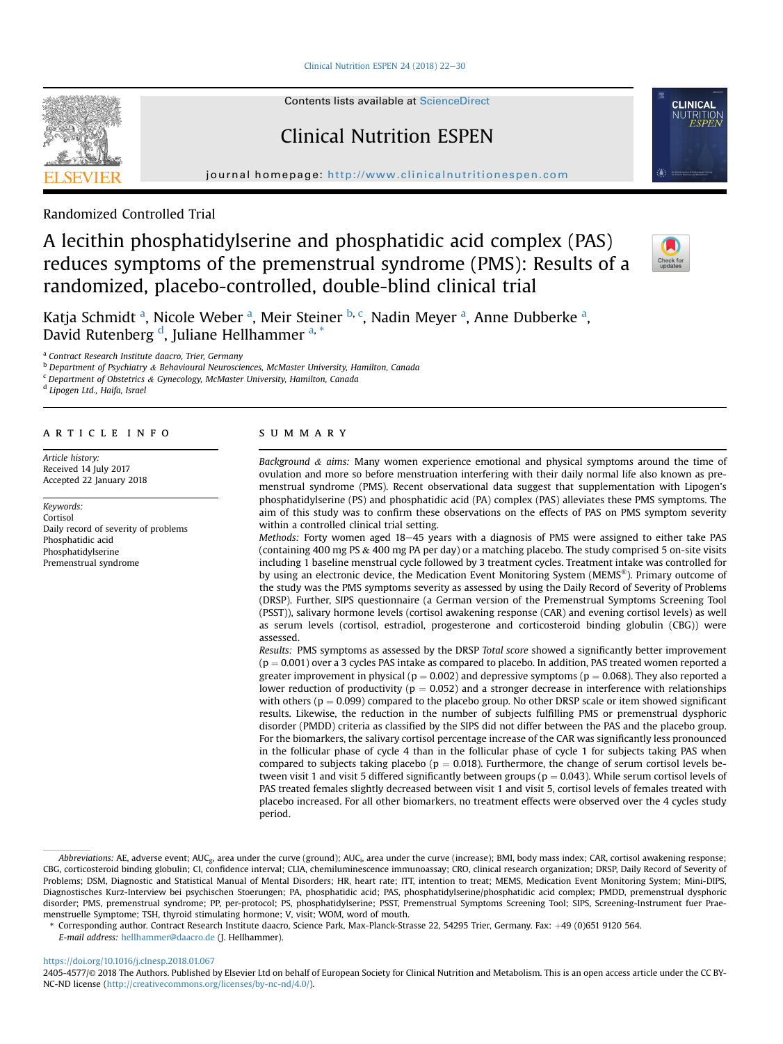Randomized Controlled Trial

# A lecithin phosphatidylserine and phosphatidic acid complex (PAS) reduces symptoms of the premenstrual syndrome (PMS): Results of a randomized, placebo-controlled, double-blind clinical trial

Katja Schmidt [a], Nicole Weber [a], Meir Steiner [b, c], Nadin Meyer [a], Anne Dubberke [a], David Rutenberg [d], Juliane Hellhammer [a, *]

[a] Contract Research Institute daacro, Trier, Germany
[b] Department of Psychiatry & Behavioural Neurosciences, McMaster University, Hamilton, Canada
[c] Department of Obstetrics & Gynecology, McMaster University, Hamilton, Canada
[d] Lipogen Ltd., Haifa, Israel

## ARTICLE INFO

*Article history:*
Received 14 July 2017
Accepted 22 January 2018

*Keywords:*
Cortisol
Daily record of severity of problems
Phosphatidic acid
Phosphatidylserine
Premenstrual syndrome

## SUMMARY

*Background & aims:* Many women experience emotional and physical symptoms around the time of ovulation and more so before menstruation interfering with their daily normal life also known as premenstrual syndrome (PMS). Recent observational data suggest that supplementation with Lipogen's phosphatidylserine (PS) and phosphatidic acid (PA) complex (PAS) alleviates these PMS symptoms. The aim of this study was to confirm these observations on the effects of PAS on PMS symptom severity within a controlled clinical trial setting.

*Methods:* Forty women aged 18–45 years with a diagnosis of PMS were assigned to either take PAS (containing 400 mg PS & 400 mg PA per day) or a matching placebo. The study comprised 5 on-site visits including 1 baseline menstrual cycle followed by 3 treatment cycles. Treatment intake was controlled for by using an electronic device, the Medication Event Monitoring System (MEMS®). Primary outcome of the study was the PMS symptoms severity as assessed by using the Daily Record of Severity of Problems (DRSP). Further, SIPS questionnaire (a German version of the Premenstrual Symptoms Screening Tool (PSST)), salivary hormone levels (cortisol awakening response (CAR) and evening cortisol levels) as well as serum levels (cortisol, estradiol, progesterone and corticosteroid binding globulin (CBG)) were assessed.

*Results:* PMS symptoms as assessed by the DRSP *Total score* showed a significantly better improvement ($p = 0.001$) over a 3 cycles PAS intake as compared to placebo. In addition, PAS treated women reported a greater improvement in physical ($p = 0.002$) and depressive symptoms ($p = 0.068$). They also reported a lower reduction of productivity ($p = 0.052$) and a stronger decrease in interference with relationships with others ($p = 0.099$) compared to the placebo group. No other DRSP scale or item showed significant results. Likewise, the reduction in the number of subjects fulfilling PMS or premenstrual dysphoric disorder (PMDD) criteria as classified by the SIPS did not differ between the PAS and the placebo group. For the biomarkers, the salivary cortisol percentage increase of the CAR was significantly less pronounced in the follicular phase of cycle 4 than in the follicular phase of cycle 1 for subjects taking PAS when compared to subjects taking placebo ($p = 0.018$). Furthermore, the change of serum cortisol levels between visit 1 and visit 5 differed significantly between groups ($p = 0.043$). While serum cortisol levels of PAS treated females slightly decreased between visit 1 and visit 5, cortisol levels of females treated with placebo increased. For all other biomarkers, no treatment effects were observed over the 4 cycles study period.

*Abbreviations:* AE, adverse event; $AUC_g$, area under the curve (ground); $AUC_i$, area under the curve (increase); BMI, body mass index; CAR, cortisol awakening response; CBG, corticosteroid binding globulin; CI, confidence interval; CLIA, chemiluminescence immunoassay; CRO, clinical research organization; DRSP, Daily Record of Severity of Problems; DSM, Diagnostic and Statistical Manual of Mental Disorders; HR, heart rate; ITT, intention to treat; MEMS, Medication Event Monitoring System; Mini-DIPS, Diagnostisches Kurz-Interview bei psychischen Stoerungen; PA, phosphatidic acid; PAS, phosphatidylserine/phosphatidic acid complex; PMDD, premenstrual dysphoric disorder; PMS, premenstrual syndrome; PP, per-protocol; PS, phosphatidylserine; PSST, Premenstrual Symptoms Screening Tool; SIPS, Screening-Instrument fuer Praemenstruelle Symptome; TSH, thyroid stimulating hormone; V, visit; WOM, word of mouth.

\* Corresponding author. Contract Research Institute daacro, Science Park, Max-Planck-Strasse 22, 54295 Trier, Germany. Fax: +49 (0)651 9120 564.
*E-mail address:* hellhammer@daacro.de (J. Hellhammer).

https://doi.org/10.1016/j.clnesp.2018.01.067

2405-4577/© 2018 The Authors. Published by Elsevier Ltd on behalf of European Society for Clinical Nutrition and Metabolism. This is an open access article under the CC BY-NC-ND license (http://creativecommons.org/licenses/by-nc-nd/4.0/).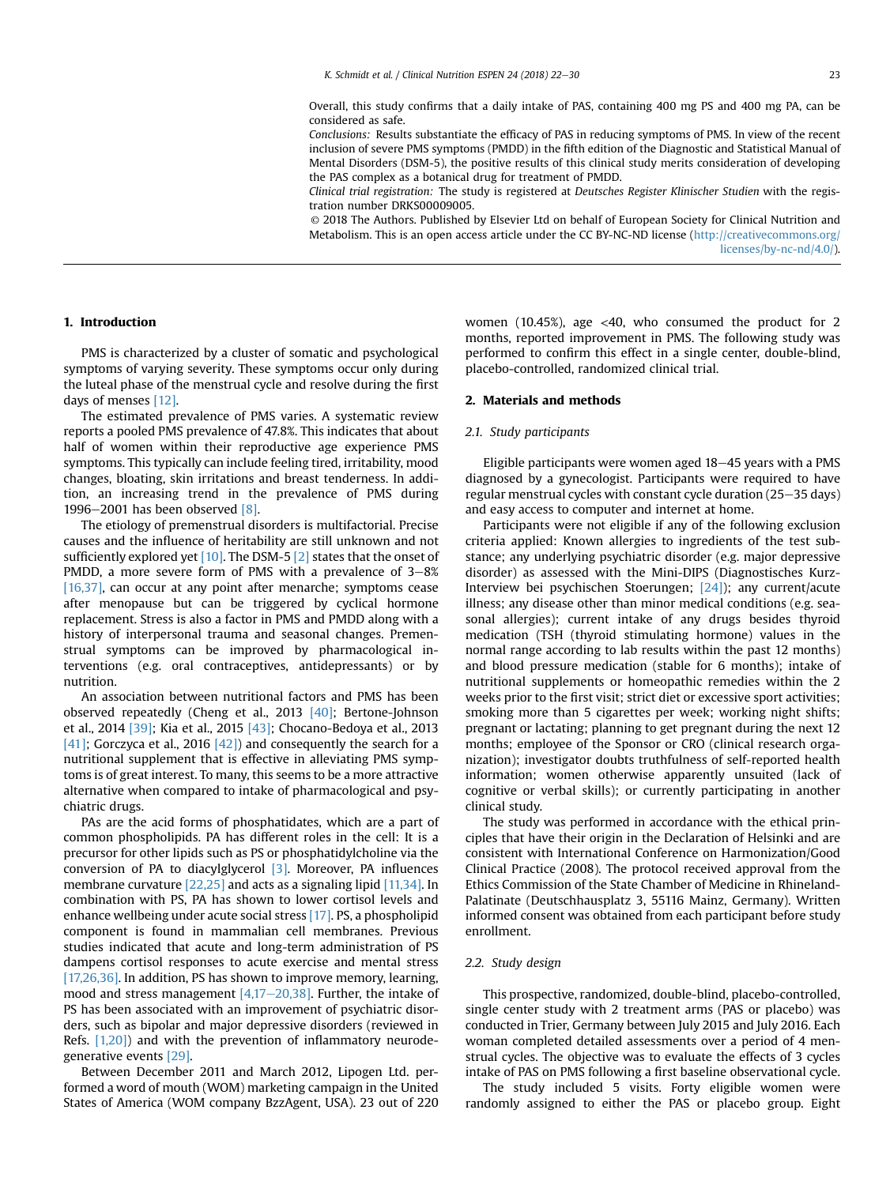Overall, this study confirms that a daily intake of PAS, containing 400 mg PS and 400 mg PA, can be considered as safe.

*Conclusions:* Results substantiate the efficacy of PAS in reducing symptoms of PMS. In view of the recent inclusion of severe PMS symptoms (PMDD) in the fifth edition of the Diagnostic and Statistical Manual of Mental Disorders (DSM-5), the positive results of this clinical study merits consideration of developing the PAS complex as a botanical drug for treatment of PMDD.

*Clinical trial registration:* The study is registered at *Deutsches Register Klinischer Studien* with the registration number DRKS00009005.

© 2018 The Authors. Published by Elsevier Ltd on behalf of European Society for Clinical Nutrition and Metabolism. This is an open access article under the CC BY-NC-ND license (http://creativecommons.org/licenses/by-nc-nd/4.0/).

## 1. Introduction

PMS is characterized by a cluster of somatic and psychological symptoms of varying severity. These symptoms occur only during the luteal phase of the menstrual cycle and resolve during the first days of menses [12].

The estimated prevalence of PMS varies. A systematic review reports a pooled PMS prevalence of 47.8%. This indicates that about half of women within their reproductive age experience PMS symptoms. This typically can include feeling tired, irritability, mood changes, bloating, skin irritations and breast tenderness. In addition, an increasing trend in the prevalence of PMS during 1996–2001 has been observed [8].

The etiology of premenstrual disorders is multifactorial. Precise causes and the influence of heritability are still unknown and not sufficiently explored yet [10]. The DSM-5 [2] states that the onset of PMDD, a more severe form of PMS with a prevalence of 3–8% [16,37], can occur at any point after menarche; symptoms cease after menopause but can be triggered by cyclical hormone replacement. Stress is also a factor in PMS and PMDD along with a history of interpersonal trauma and seasonal changes. Premenstrual symptoms can be improved by pharmacological interventions (e.g. oral contraceptives, antidepressants) or by nutrition.

An association between nutritional factors and PMS has been observed repeatedly (Cheng et al., 2013 [40]; Bertone-Johnson et al., 2014 [39]; Kia et al., 2015 [43]; Chocano-Bedoya et al., 2013 [41]; Gorczyca et al., 2016 [42]) and consequently the search for a nutritional supplement that is effective in alleviating PMS symptoms is of great interest. To many, this seems to be a more attractive alternative when compared to intake of pharmacological and psychiatric drugs.

PAs are the acid forms of phosphatidates, which are a part of common phospholipids. PA has different roles in the cell: It is a precursor for other lipids such as PS or phosphatidylcholine via the conversion of PA to diacylglycerol [3]. Moreover, PA influences membrane curvature [22,25] and acts as a signaling lipid [11,34]. In combination with PS, PA has shown to lower cortisol levels and enhance wellbeing under acute social stress [17]. PS, a phospholipid component is found in mammalian cell membranes. Previous studies indicated that acute and long-term administration of PS dampens cortisol responses to acute exercise and mental stress [17,26,36]. In addition, PS has shown to improve memory, learning, mood and stress management [4,17–20,38]. Further, the intake of PS has been associated with an improvement of psychiatric disorders, such as bipolar and major depressive disorders (reviewed in Refs. [1,20]) and with the prevention of inflammatory neurodegenerative events [29].

Between December 2011 and March 2012, Lipogen Ltd. performed a word of mouth (WOM) marketing campaign in the United States of America (WOM company BzzAgent, USA). 23 out of 220 women (10.45%), age <40, who consumed the product for 2 months, reported improvement in PMS. The following study was performed to confirm this effect in a single center, double-blind, placebo-controlled, randomized clinical trial.

## 2. Materials and methods

### 2.1. Study participants

Eligible participants were women aged 18–45 years with a PMS diagnosed by a gynecologist. Participants were required to have regular menstrual cycles with constant cycle duration (25–35 days) and easy access to computer and internet at home.

Participants were not eligible if any of the following exclusion criteria applied: Known allergies to ingredients of the test substance; any underlying psychiatric disorder (e.g. major depressive disorder) as assessed with the Mini-DIPS (Diagnostisches Kurz-Interview bei psychischen Stoerungen; [24]); any current/acute illness; any disease other than minor medical conditions (e.g. seasonal allergies); current intake of any drugs besides thyroid medication (TSH (thyroid stimulating hormone) values in the normal range according to lab results within the past 12 months) and blood pressure medication (stable for 6 months); intake of nutritional supplements or homeopathic remedies within the 2 weeks prior to the first visit; strict diet or excessive sport activities; smoking more than 5 cigarettes per week; working night shifts; pregnant or lactating; planning to get pregnant during the next 12 months; employee of the Sponsor or CRO (clinical research organization); investigator doubts truthfulness of self-reported health information; women otherwise apparently unsuited (lack of cognitive or verbal skills); or currently participating in another clinical study.

The study was performed in accordance with the ethical principles that have their origin in the Declaration of Helsinki and are consistent with International Conference on Harmonization/Good Clinical Practice (2008). The protocol received approval from the Ethics Commission of the State Chamber of Medicine in Rhineland-Palatinate (Deutschhausplatz 3, 55116 Mainz, Germany). Written informed consent was obtained from each participant before study enrollment.

### 2.2. Study design

This prospective, randomized, double-blind, placebo-controlled, single center study with 2 treatment arms (PAS or placebo) was conducted in Trier, Germany between July 2015 and July 2016. Each woman completed detailed assessments over a period of 4 menstrual cycles. The objective was to evaluate the effects of 3 cycles intake of PAS on PMS following a first baseline observational cycle.

The study included 5 visits. Forty eligible women were randomly assigned to either the PAS or placebo group. Eight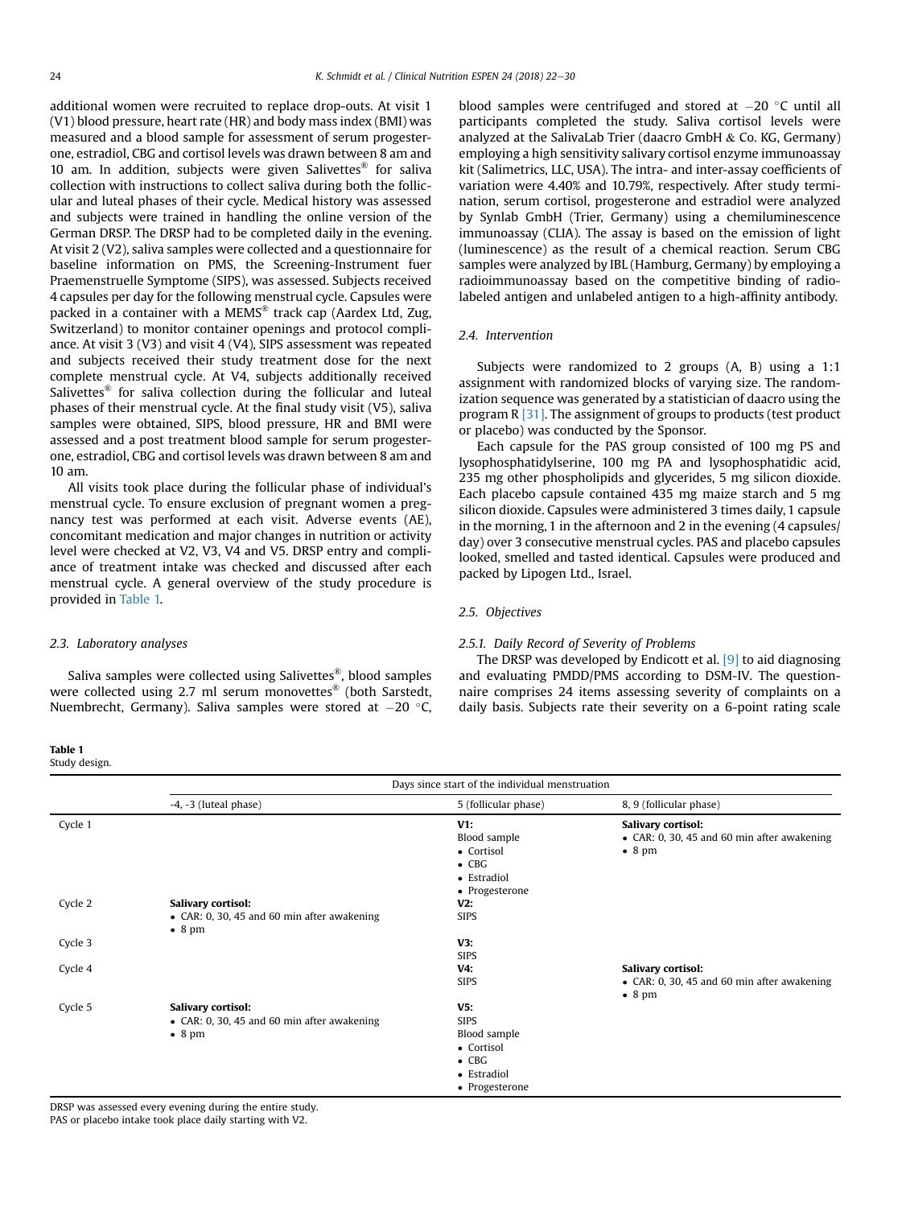additional women were recruited to replace drop-outs. At visit 1 (V1) blood pressure, heart rate (HR) and body mass index (BMI) was measured and a blood sample for assessment of serum progesterone, estradiol, CBG and cortisol levels was drawn between 8 am and 10 am. In addition, subjects were given Salivettes® for saliva collection with instructions to collect saliva during both the follicular and luteal phases of their cycle. Medical history was assessed and subjects were trained in handling the online version of the German DRSP. The DRSP had to be completed daily in the evening. At visit 2 (V2), saliva samples were collected and a questionnaire for baseline information on PMS, the Screening-Instrument fuer Praemenstruelle Symptome (SIPS), was assessed. Subjects received 4 capsules per day for the following menstrual cycle. Capsules were packed in a container with a MEMS® track cap (Aardex Ltd, Zug, Switzerland) to monitor container openings and protocol compliance. At visit 3 (V3) and visit 4 (V4), SIPS assessment was repeated and subjects received their study treatment dose for the next complete menstrual cycle. At V4, subjects additionally received Salivettes® for saliva collection during the follicular and luteal phases of their menstrual cycle. At the final study visit (V5), saliva samples were obtained, SIPS, blood pressure, HR and BMI were assessed and a post treatment blood sample for serum progesterone, estradiol, CBG and cortisol levels was drawn between 8 am and 10 am.

All visits took place during the follicular phase of individual's menstrual cycle. To ensure exclusion of pregnant women a pregnancy test was performed at each visit. Adverse events (AE), concomitant medication and major changes in nutrition or activity level were checked at V2, V3, V4 and V5. DRSP entry and compliance of treatment intake was checked and discussed after each menstrual cycle. A general overview of the study procedure is provided in Table 1.

### 2.3. Laboratory analyses

Saliva samples were collected using Salivettes®, blood samples were collected using 2.7 ml serum monovettes® (both Sarstedt, Nuembrecht, Germany). Saliva samples were stored at −20 °C, blood samples were centrifuged and stored at −20 °C until all participants completed the study. Saliva cortisol levels were analyzed at the SalivaLab Trier (daacro GmbH & Co. KG, Germany) employing a high sensitivity salivary cortisol enzyme immunoassay kit (Salimetrics, LLC, USA). The intra- and inter-assay coefficients of variation were 4.40% and 10.79%, respectively. After study termination, serum cortisol, progesterone and estradiol were analyzed by Synlab GmbH (Trier, Germany) using a chemiluminescence immunoassay (CLIA). The assay is based on the emission of light (luminescence) as the result of a chemical reaction. Serum CBG samples were analyzed by IBL (Hamburg, Germany) by employing a radioimmunoassay based on the competitive binding of radiolabeled antigen and unlabeled antigen to a high-affinity antibody.

### 2.4. Intervention

Subjects were randomized to 2 groups (A, B) using a 1:1 assignment with randomized blocks of varying size. The randomization sequence was generated by a statistician of daacro using the program R [31]. The assignment of groups to products (test product or placebo) was conducted by the Sponsor.

Each capsule for the PAS group consisted of 100 mg PS and lysophosphatidylserine, 100 mg PA and lysophosphatidic acid, 235 mg other phospholipids and glycerides, 5 mg silicon dioxide. Each placebo capsule contained 435 mg maize starch and 5 mg silicon dioxide. Capsules were administered 3 times daily, 1 capsule in the morning, 1 in the afternoon and 2 in the evening (4 capsules/day) over 3 consecutive menstrual cycles. PAS and placebo capsules looked, smelled and tasted identical. Capsules were produced and packed by Lipogen Ltd., Israel.

### 2.5. Objectives

#### 2.5.1. Daily Record of Severity of Problems

The DRSP was developed by Endicott et al. [9] to aid diagnosing and evaluating PMDD/PMS according to DSM-IV. The questionnaire comprises 24 items assessing severity of complaints on a daily basis. Subjects rate their severity on a 6-point rating scale

**Table 1**
Study design.

| | Days since start of the individual menstruation | | |
|---|---|---|---|
| | -4, -3 (luteal phase) | 5 (follicular phase) | 8, 9 (follicular phase) |
| Cycle 1 | | **V1:**<br>Blood sample<br>• Cortisol<br>• CBG<br>• Estradiol<br>• Progesterone | **Salivary cortisol:**<br>• CAR: 0, 30, 45 and 60 min after awakening<br>• 8 pm |
| Cycle 2 | **Salivary cortisol:**<br>• CAR: 0, 30, 45 and 60 min after awakening<br>• 8 pm | **V2:**<br>SIPS | |
| Cycle 3 | | **V3:**<br>SIPS | |
| Cycle 4 | | **V4:**<br>SIPS | **Salivary cortisol:**<br>• CAR: 0, 30, 45 and 60 min after awakening<br>• 8 pm |
| Cycle 5 | **Salivary cortisol:**<br>• CAR: 0, 30, 45 and 60 min after awakening<br>• 8 pm | **V5:**<br>SIPS<br>Blood sample<br>• Cortisol<br>• CBG<br>• Estradiol<br>• Progesterone | |

DRSP was assessed every evening during the entire study.
PAS or placebo intake took place daily starting with V2.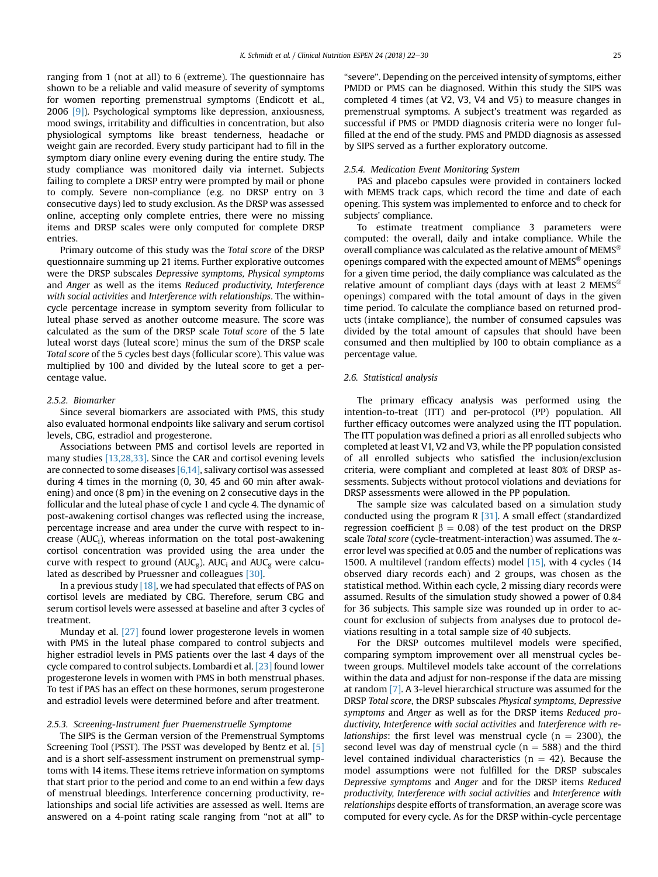ranging from 1 (not at all) to 6 (extreme). The questionnaire has shown to be a reliable and valid measure of severity of symptoms for women reporting premenstrual symptoms (Endicott et al., 2006 [9]). Psychological symptoms like depression, anxiousness, mood swings, irritability and difficulties in concentration, but also physiological symptoms like breast tenderness, headache or weight gain are recorded. Every study participant had to fill in the symptom diary online every evening during the entire study. The study compliance was monitored daily via internet. Subjects failing to complete a DRSP entry were prompted by mail or phone to comply. Severe non-compliance (e.g. no DRSP entry on 3 consecutive days) led to study exclusion. As the DRSP was assessed online, accepting only complete entries, there were no missing items and DRSP scales were only computed for complete DRSP entries.

Primary outcome of this study was the *Total score* of the DRSP questionnaire summing up 21 items. Further explorative outcomes were the DRSP subscales *Depressive symptoms, Physical symptoms* and *Anger* as well as the items *Reduced productivity, Interference with social activities* and *Interference with relationships*. The within-cycle percentage increase in symptom severity from follicular to luteal phase served as another outcome measure. The score was calculated as the sum of the DRSP scale *Total score* of the 5 late luteal worst days (luteal score) minus the sum of the DRSP scale *Total score* of the 5 cycles best days (follicular score). This value was multiplied by 100 and divided by the luteal score to get a percentage value.

#### 2.5.2. Biomarker

Since several biomarkers are associated with PMS, this study also evaluated hormonal endpoints like salivary and serum cortisol levels, CBG, estradiol and progesterone.

Associations between PMS and cortisol levels are reported in many studies [13,28,33]. Since the CAR and cortisol evening levels are connected to some diseases [6,14], salivary cortisol was assessed during 4 times in the morning (0, 30, 45 and 60 min after awakening) and once (8 pm) in the evening on 2 consecutive days in the follicular and the luteal phase of cycle 1 and cycle 4. The dynamic of post-awakening cortisol changes was reflected using the increase, percentage increase and area under the curve with respect to increase ($AUC_i$), whereas information on the total post-awakening cortisol concentration was provided using the area under the curve with respect to ground ($AUC_g$). $AUC_i$ and $AUC_g$ were calculated as described by Pruessner and colleagues [30].

In a previous study [18], we had speculated that effects of PAS on cortisol levels are mediated by CBG. Therefore, serum CBG and serum cortisol levels were assessed at baseline and after 3 cycles of treatment.

Munday et al. [27] found lower progesterone levels in women with PMS in the luteal phase compared to control subjects and higher estradiol levels in PMS patients over the last 4 days of the cycle compared to control subjects. Lombardi et al. [23] found lower progesterone levels in women with PMS in both menstrual phases. To test if PAS has an effect on these hormones, serum progesterone and estradiol levels were determined before and after treatment.

#### 2.5.3. Screening-Instrument fuer Praemenstruelle Symptome

The SIPS is the German version of the Premenstrual Symptoms Screening Tool (PSST). The PSST was developed by Bentz et al. [5] and is a short self-assessment instrument on premenstrual symptoms with 14 items. These items retrieve information on symptoms that start prior to the period and come to an end within a few days of menstrual bleedings. Interference concerning productivity, relationships and social life activities are assessed as well. Items are answered on a 4-point rating scale ranging from "not at all" to "severe". Depending on the perceived intensity of symptoms, either PMDD or PMS can be diagnosed. Within this study the SIPS was completed 4 times (at V2, V3, V4 and V5) to measure changes in premenstrual symptoms. A subject's treatment was regarded as successful if PMS or PMDD diagnosis criteria were no longer fulfilled at the end of the study. PMS and PMDD diagnosis as assessed by SIPS served as a further exploratory outcome.

#### 2.5.4. Medication Event Monitoring System

PAS and placebo capsules were provided in containers locked with MEMS track caps, which record the time and date of each opening. This system was implemented to enforce and to check for subjects' compliance.

To estimate treatment compliance 3 parameters were computed: the overall, daily and intake compliance. While the overall compliance was calculated as the relative amount of MEMS® openings compared with the expected amount of MEMS® openings for a given time period, the daily compliance was calculated as the relative amount of compliant days (days with at least 2 MEMS® openings) compared with the total amount of days in the given time period. To calculate the compliance based on returned products (intake compliance), the number of consumed capsules was divided by the total amount of capsules that should have been consumed and then multiplied by 100 to obtain compliance as a percentage value.

### 2.6. Statistical analysis

The primary efficacy analysis was performed using the intention-to-treat (ITT) and per-protocol (PP) population. All further efficacy outcomes were analyzed using the ITT population. The ITT population was defined a priori as all enrolled subjects who completed at least V1, V2 and V3, while the PP population consisted of all enrolled subjects who satisfied the inclusion/exclusion criteria, were compliant and completed at least 80% of DRSP assessments. Subjects without protocol violations and deviations for DRSP assessments were allowed in the PP population.

The sample size was calculated based on a simulation study conducted using the program R [31]. A small effect (standardized regression coefficient $\beta = 0.08$) of the test product on the DRSP scale *Total score* (cycle-treatment-interaction) was assumed. The $\alpha$-error level was specified at 0.05 and the number of replications was 1500. A multilevel (random effects) model [15], with 4 cycles (14 observed diary records each) and 2 groups, was chosen as the statistical method. Within each cycle, 2 missing diary records were assumed. Results of the simulation study showed a power of 0.84 for 36 subjects. This sample size was rounded up in order to account for exclusion of subjects from analyses due to protocol deviations resulting in a total sample size of 40 subjects.

For the DRSP outcomes multilevel models were specified, comparing symptom improvement over all menstrual cycles between groups. Multilevel models take account of the correlations within the data and adjust for non-response if the data are missing at random [7]. A 3-level hierarchical structure was assumed for the DRSP *Total score*, the DRSP subscales *Physical symptoms, Depressive symptoms* and *Anger* as well as for the DRSP items *Reduced productivity, Interference with social activities* and *Interference with relationships*: the first level was menstrual cycle ($n = 2300$), the second level was day of menstrual cycle ($n = 588$) and the third level contained individual characteristics ($n = 42$). Because the model assumptions were not fulfilled for the DRSP subscales *Depressive symptoms* and *Anger* and for the DRSP items *Reduced productivity, Interference with social activities* and *Interference with relationships* despite efforts of transformation, an average score was computed for every cycle. As for the DRSP within-cycle percentage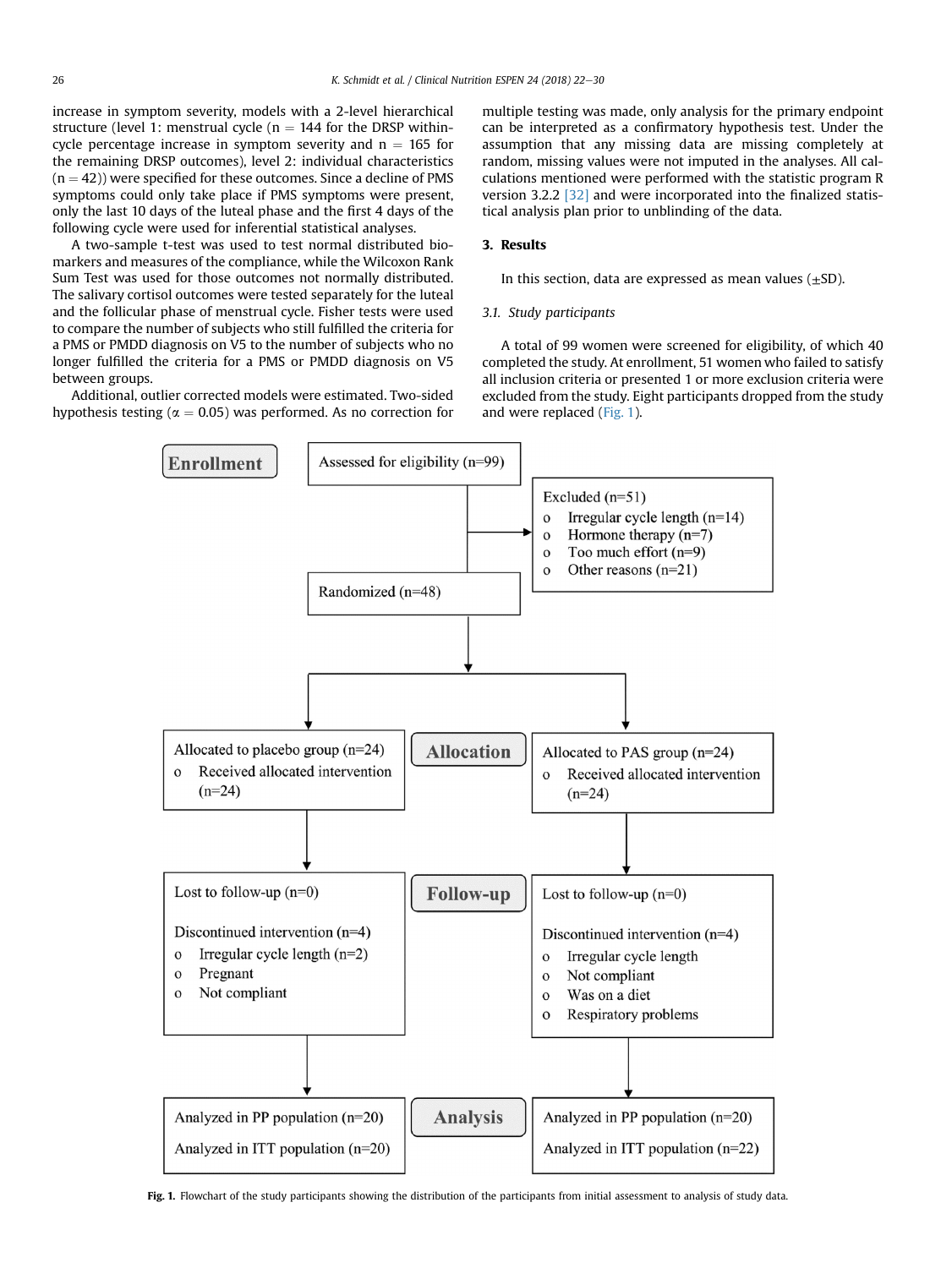increase in symptom severity, models with a 2-level hierarchical structure (level 1: menstrual cycle (n = 144 for the DRSP within-cycle percentage increase in symptom severity and n = 165 for the remaining DRSP outcomes), level 2: individual characteristics (n = 42)) were specified for these outcomes. Since a decline of PMS symptoms could only take place if PMS symptoms were present, only the last 10 days of the luteal phase and the first 4 days of the following cycle were used for inferential statistical analyses.

A two-sample t-test was used to test normal distributed biomarkers and measures of the compliance, while the Wilcoxon Rank Sum Test was used for those outcomes not normally distributed. The salivary cortisol outcomes were tested separately for the luteal and the follicular phase of menstrual cycle. Fisher tests were used to compare the number of subjects who still fulfilled the criteria for a PMS or PMDD diagnosis on V5 to the number of subjects who no longer fulfilled the criteria for a PMS or PMDD diagnosis on V5 between groups.

Additional, outlier corrected models were estimated. Two-sided hypothesis testing ($\alpha = 0.05$) was performed. As no correction for multiple testing was made, only analysis for the primary endpoint can be interpreted as a confirmatory hypothesis test. Under the assumption that any missing data are missing completely at random, missing values were not imputed in the analyses. All calculations mentioned were performed with the statistic program R version 3.2.2 [32] and were incorporated into the finalized statistical analysis plan prior to unblinding of the data.

## 3. Results

In this section, data are expressed as mean values (±SD).

### 3.1. Study participants

A total of 99 women were screened for eligibility, of which 40 completed the study. At enrollment, 51 women who failed to satisfy all inclusion criteria or presented 1 or more exclusion criteria were excluded from the study. Eight participants dropped from the study and were replaced (Fig. 1).

**Enrollment**

Assessed for eligibility (n=99)

Excluded (n=51)
- Irregular cycle length (n=14)
- Hormone therapy (n=7)
- Too much effort (n=9)
- Other reasons (n=21)

Randomized (n=48)

**Allocation**

Allocated to placebo group (n=24)
- Received allocated intervention (n=24)

Allocated to PAS group (n=24)
- Received allocated intervention (n=24)

**Follow-up**

Placebo group:
Lost to follow-up (n=0)

Discontinued intervention (n=4)
- Irregular cycle length (n=2)
- Pregnant
- Not compliant

PAS group:
Lost to follow-up (n=0)

Discontinued intervention (n=4)
- Irregular cycle length
- Not compliant
- Was on a diet
- Respiratory problems

**Analysis**

Placebo group:
Analyzed in PP population (n=20)
Analyzed in ITT population (n=20)

PAS group:
Analyzed in PP population (n=20)
Analyzed in ITT population (n=22)

**Fig. 1.** Flowchart of the study participants showing the distribution of the participants from initial assessment to analysis of study data.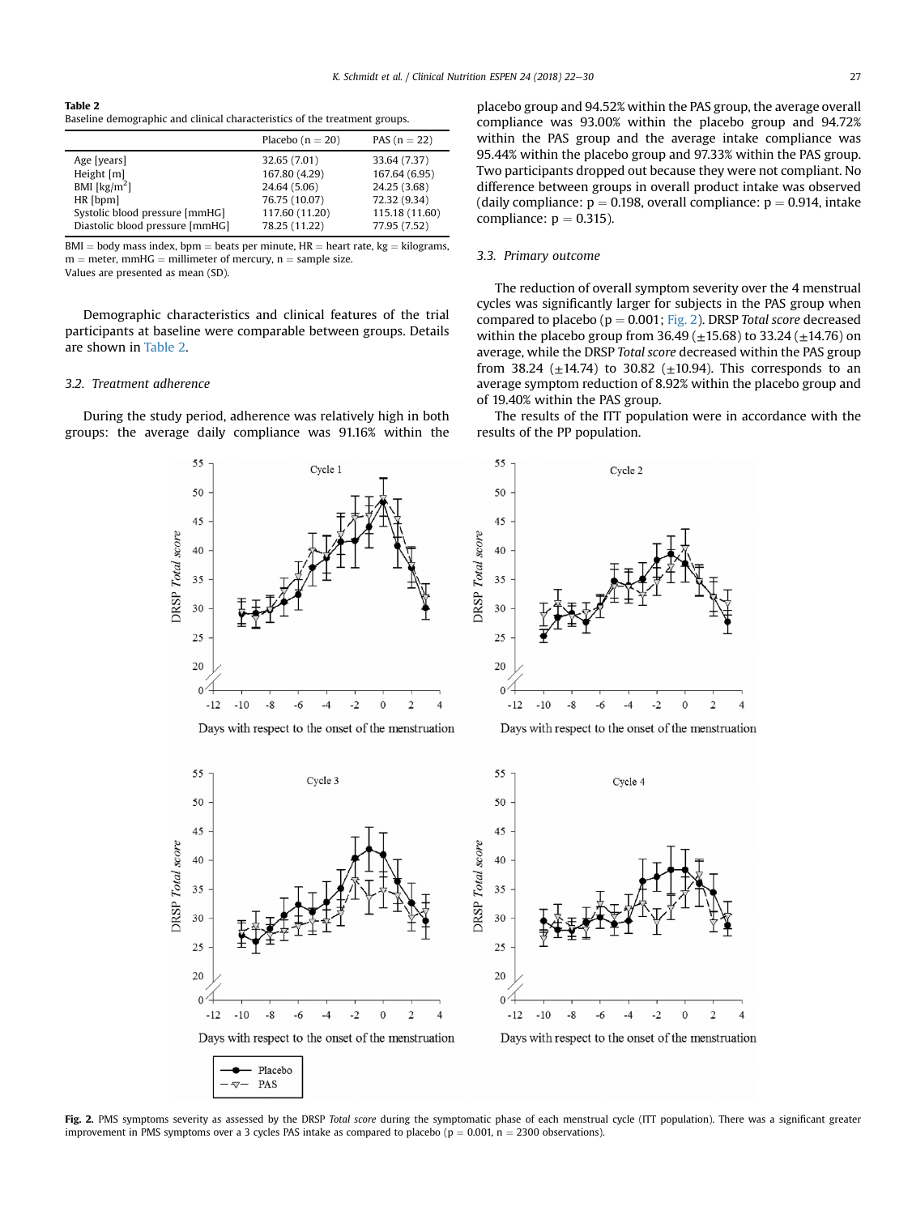**Table 2**
Baseline demographic and clinical characteristics of the treatment groups.

| | Placebo (n = 20) | PAS (n = 22) |
|---|---|---|
| Age [years] | 32.65 (7.01) | 33.64 (7.37) |
| Height [m] | 167.80 (4.29) | 167.64 (6.95) |
| BMI [kg/m$^2$] | 24.64 (5.06) | 24.25 (3.68) |
| HR [bpm] | 76.75 (10.07) | 72.32 (9.34) |
| Systolic blood pressure [mmHG] | 117.60 (11.20) | 115.18 (11.60) |
| Diastolic blood pressure [mmHG] | 78.25 (11.22) | 77.95 (7.52) |

BMI = body mass index, bpm = beats per minute, HR = heart rate, kg = kilograms, m = meter, mmHG = millimeter of mercury, n = sample size.
Values are presented as mean (SD).

Demographic characteristics and clinical features of the trial participants at baseline were comparable between groups. Details are shown in Table 2.

### 3.2. Treatment adherence

During the study period, adherence was relatively high in both groups: the average daily compliance was 91.16% within the placebo group and 94.52% within the PAS group, the average overall compliance was 93.00% within the placebo group and 94.72% within the PAS group and the average intake compliance was 95.44% within the placebo group and 97.33% within the PAS group. Two participants dropped out because they were not compliant. No difference between groups in overall product intake was observed (daily compliance: $p = 0.198$, overall compliance: $p = 0.914$, intake compliance: $p = 0.315$).

### 3.3. Primary outcome

The reduction of overall symptom severity over the 4 menstrual cycles was significantly larger for subjects in the PAS group when compared to placebo ($p = 0.001$; Fig. 2). DRSP *Total score* decreased within the placebo group from 36.49 (±15.68) to 33.24 (±14.76) on average, while the DRSP *Total score* decreased within the PAS group from 38.24 (±14.74) to 30.82 (±10.94). This corresponds to an average symptom reduction of 8.92% within the placebo group and of 19.40% within the PAS group.

The results of the ITT population were in accordance with the results of the PP population.

**Fig. 2.** PMS symptoms severity as assessed by the DRSP *Total score* during the symptomatic phase of each menstrual cycle (ITT population). There was a significant greater improvement in PMS symptoms over a 3 cycles PAS intake as compared to placebo ($p = 0.001$, n = 2300 observations).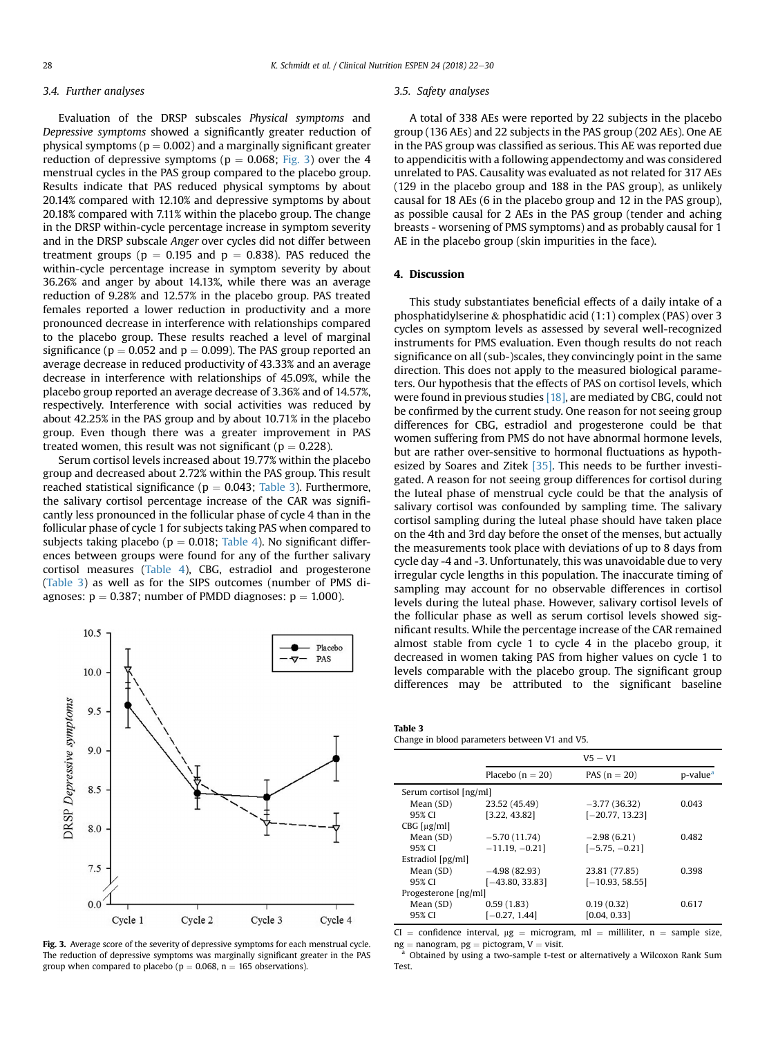### 3.4. Further analyses

Evaluation of the DRSP subscales *Physical symptoms* and *Depressive symptoms* showed a significantly greater reduction of physical symptoms ($p = 0.002$) and a marginally significant greater reduction of depressive symptoms ($p = 0.068$; Fig. 3) over the 4 menstrual cycles in the PAS group compared to the placebo group. Results indicate that PAS reduced physical symptoms by about 20.14% compared with 12.10% and depressive symptoms by about 20.18% compared with 7.11% within the placebo group. The change in the DRSP within-cycle percentage increase in symptom severity and in the DRSP subscale *Anger* over cycles did not differ between treatment groups ($p = 0.195$ and $p = 0.838$). PAS reduced the within-cycle percentage increase in symptom severity by about 36.26% and anger by about 14.13%, while there was an average reduction of 9.28% and 12.57% in the placebo group. PAS treated females reported a lower reduction in productivity and a more pronounced decrease in interference with relationships compared to the placebo group. These results reached a level of marginal significance ($p = 0.052$ and $p = 0.099$). The PAS group reported an average decrease in reduced productivity of 43.33% and an average decrease in interference with relationships of 45.09%, while the placebo group reported an average decrease of 3.36% and of 14.57%, respectively. Interference with social activities was reduced by about 42.25% in the PAS group and by about 10.71% in the placebo group. Even though there was a greater improvement in PAS treated women, this result was not significant ($p = 0.228$).

Serum cortisol levels increased about 19.77% within the placebo group and decreased about 2.72% within the PAS group. This result reached statistical significance ($p = 0.043$; Table 3). Furthermore, the salivary cortisol percentage increase of the CAR was significantly less pronounced in the follicular phase of cycle 4 than in the follicular phase of cycle 1 for subjects taking PAS when compared to subjects taking placebo ($p = 0.018$; Table 4). No significant differences between groups were found for any of the further salivary cortisol measures (Table 4), CBG, estradiol and progesterone (Table 3) as well as for the SIPS outcomes (number of PMS diagnoses: $p = 0.387$; number of PMDD diagnoses: $p = 1.000$).

**Fig. 3.** Average score of the severity of depressive symptoms for each menstrual cycle. The reduction of depressive symptoms was marginally significant greater in the PAS group when compared to placebo ($p = 0.068$, $n = 165$ observations).

### 3.5. Safety analyses

A total of 338 AEs were reported by 22 subjects in the placebo group (136 AEs) and 22 subjects in the PAS group (202 AEs). One AE in the PAS group was classified as serious. This AE was reported due to appendicitis with a following appendectomy and was considered unrelated to PAS. Causality was evaluated as not related for 317 AEs (129 in the placebo group and 188 in the PAS group), as unlikely causal for 18 AEs (6 in the placebo group and 12 in the PAS group), as possible causal for 2 AEs in the PAS group (tender and aching breasts - worsening of PMS symptoms) and as probably causal for 1 AE in the placebo group (skin impurities in the face).

## 4. Discussion

This study substantiates beneficial effects of a daily intake of a phosphatidylserine & phosphatidic acid (1:1) complex (PAS) over 3 cycles on symptom levels as assessed by several well-recognized instruments for PMS evaluation. Even though results do not reach significance on all (sub-)scales, they convincingly point in the same direction. This does not apply to the measured biological parameters. Our hypothesis that the effects of PAS on cortisol levels, which were found in previous studies [18], are mediated by CBG, could not be confirmed by the current study. One reason for not seeing group differences for CBG, estradiol and progesterone could be that women suffering from PMS do not have abnormal hormone levels, but are rather over-sensitive to hormonal fluctuations as hypothesized by Soares and Zitek [35]. This needs to be further investigated. A reason for not seeing group differences for cortisol during the luteal phase of menstrual cycle could be that the analysis of salivary cortisol was confounded by sampling time. The salivary cortisol sampling during the luteal phase should have taken place on the 4th and 3rd day before the onset of the menses, but actually the measurements took place with deviations of up to 8 days from cycle day -4 and -3. Unfortunately, this was unavoidable due to very irregular cycle lengths in this population. The inaccurate timing of sampling may account for no observable differences in cortisol levels during the luteal phase. However, salivary cortisol levels of the follicular phase as well as serum cortisol levels showed significant results. While the percentage increase of the CAR remained almost stable from cycle 1 to cycle 4 in the placebo group, it decreased in women taking PAS from higher values on cycle 1 to levels comparable with the placebo group. The significant group differences may be attributed to the significant baseline

**Table 3**
Change in blood parameters between V1 and V5.

| | V5 − V1 | | |
|---|---|---|---|
| | Placebo (n = 20) | PAS (n = 20) | p-value[a] |
| Serum cortisol [ng/ml] | | | |
| Mean (SD) | 23.52 (45.49) | −3.77 (36.32) | 0.043 |
| 95% CI | [3.22, 43.82] | [−20.77, 13.23] | |
| CBG [μg/ml] | | | |
| Mean (SD) | −5.70 (11.74) | −2.98 (6.21) | 0.482 |
| 95% CI | −11.19, −0.21] | [−5.75, −0.21] | |
| Estradiol [pg/ml] | | | |
| Mean (SD) | −4.98 (82.93) | 23.81 (77.85) | 0.398 |
| 95% CI | [−43.80, 33.83] | [−10.93, 58.55] | |
| Progesterone [ng/ml] | | | |
| Mean (SD) | 0.59 (1.83) | 0.19 (0.32) | 0.617 |
| 95% CI | [−0.27, 1.44] | [0.04, 0.33] | |

CI = confidence interval, μg = microgram, ml = milliliter, n = sample size, ng = nanogram, pg = pictogram, V = visit.
[a] Obtained by using a two-sample t-test or alternatively a Wilcoxon Rank Sum Test.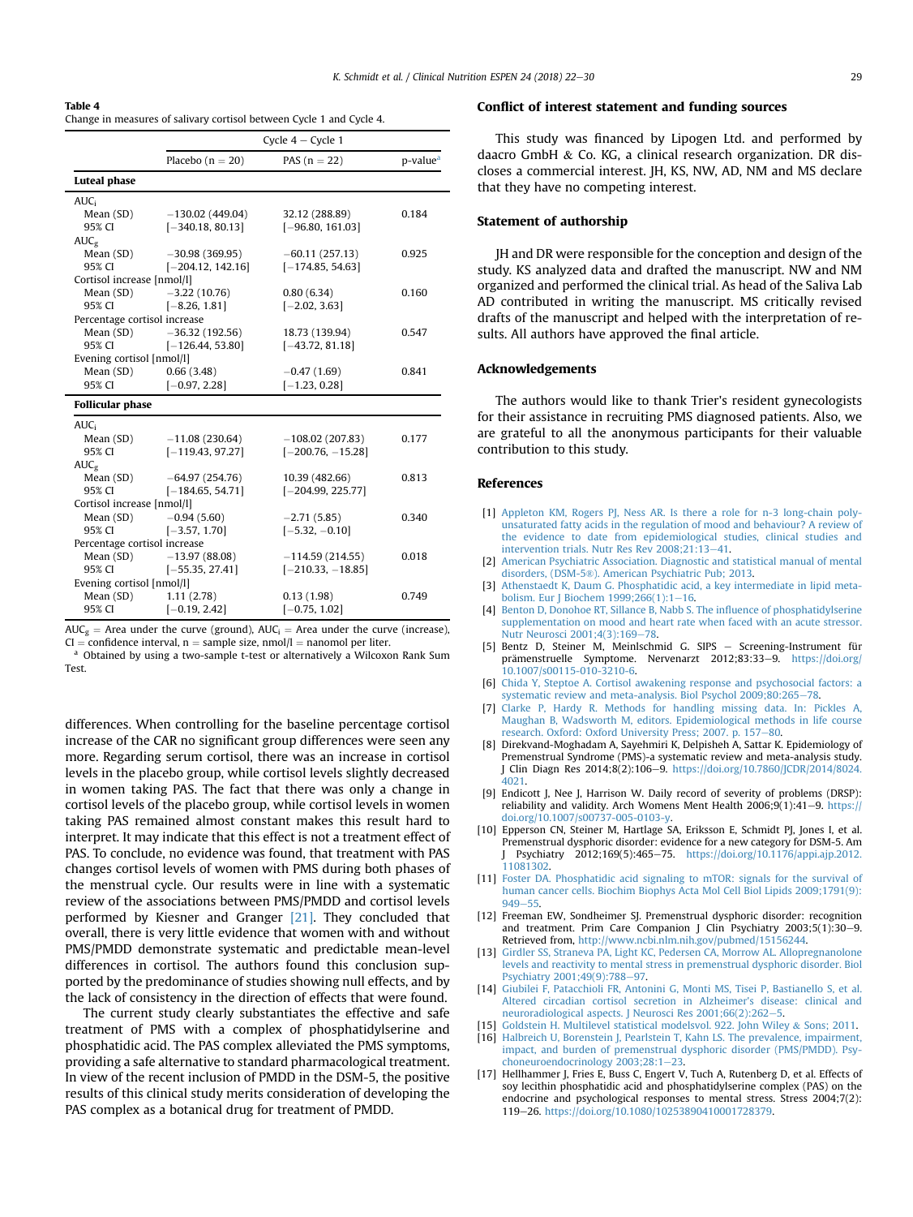**Table 4**
Change in measures of salivary cortisol between Cycle 1 and Cycle 4.

| | Cycle 4 − Cycle 1 | | |
|---|---|---|---|
| | Placebo (n = 20) | PAS (n = 22) | p-value[a] |
| **Luteal phase** | | | |
| $AUC_i$ | | | |
| Mean (SD) | −130.02 (449.04) | 32.12 (288.89) | 0.184 |
| 95% CI | [−340.18, 80.13] | [−96.80, 161.03] | |
| $AUC_g$ | | | |
| Mean (SD) | −30.98 (369.95) | −60.11 (257.13) | 0.925 |
| 95% CI | [−204.12, 142.16] | [−174.85, 54.63] | |
| Cortisol increase [nmol/l] | | | |
| Mean (SD) | −3.22 (10.76) | 0.80 (6.34) | 0.160 |
| 95% CI | [−8.26, 1.81] | [−2.02, 3.63] | |
| Percentage cortisol increase | | | |
| Mean (SD) | −36.32 (192.56) | 18.73 (139.94) | 0.547 |
| 95% CI | [−126.44, 53.80] | [−43.72, 81.18] | |
| Evening cortisol [nmol/l] | | | |
| Mean (SD) | 0.66 (3.48) | −0.47 (1.69) | 0.841 |
| 95% CI | [−0.97, 2.28] | [−1.23, 0.28] | |
| **Follicular phase** | | | |
| $AUC_i$ | | | |
| Mean (SD) | −11.08 (230.64) | −108.02 (207.83) | 0.177 |
| 95% CI | [−119.43, 97.27] | [−200.76, −15.28] | |
| $AUC_g$ | | | |
| Mean (SD) | −64.97 (254.76) | 10.39 (482.66) | 0.813 |
| 95% CI | [−184.65, 54.71] | [−204.99, 225.77] | |
| Cortisol increase [nmol/l] | | | |
| Mean (SD) | −0.94 (5.60) | −2.71 (5.85) | 0.340 |
| 95% CI | [−3.57, 1.70] | [−5.32, −0.10] | |
| Percentage cortisol increase | | | |
| Mean (SD) | −13.97 (88.08) | −114.59 (214.55) | 0.018 |
| 95% CI | [−55.35, 27.41] | [−210.33, −18.85] | |
| Evening cortisol [nmol/l] | | | |
| Mean (SD) | 1.11 (2.78) | 0.13 (1.98) | 0.749 |
| 95% CI | [−0.19, 2.42] | [−0.75, 1.02] | |

$AUC_g$ = Area under the curve (ground), $AUC_i$ = Area under the curve (increase), CI = confidence interval, n = sample size, nmol/l = nanomol per liter.
[a] Obtained by using a two-sample t-test or alternatively a Wilcoxon Rank Sum Test.

differences. When controlling for the baseline percentage cortisol increase of the CAR no significant group differences were seen any more. Regarding serum cortisol, there was an increase in cortisol levels in the placebo group, while cortisol levels slightly decreased in women taking PAS. The fact that there was only a change in cortisol levels of the placebo group, while cortisol levels in women taking PAS remained almost constant makes this result hard to interpret. It may indicate that this effect is not a treatment effect of PAS. To conclude, no evidence was found, that treatment with PAS changes cortisol levels of women with PMS during both phases of the menstrual cycle. Our results were in line with a systematic review of the associations between PMS/PMDD and cortisol levels performed by Kiesner and Granger [21]. They concluded that overall, there is very little evidence that women with and without PMS/PMDD demonstrate systematic and predictable mean-level differences in cortisol. The authors found this conclusion supported by the predominance of studies showing null effects, and by the lack of consistency in the direction of effects that were found.

The current study clearly substantiates the effective and safe treatment of PMS with a complex of phosphatidylserine and phosphatidic acid. The PAS complex alleviated the PMS symptoms, providing a safe alternative to standard pharmacological treatment. In view of the recent inclusion of PMDD in the DSM-5, the positive results of this clinical study merits consideration of developing the PAS complex as a botanical drug for treatment of PMDD.

## Conflict of interest statement and funding sources

This study was financed by Lipogen Ltd. and performed by daacro GmbH & Co. KG, a clinical research organization. DR discloses a commercial interest. JH, KS, NW, AD, NM and MS declare that they have no competing interest.

## Statement of authorship

JH and DR were responsible for the conception and design of the study. KS analyzed data and drafted the manuscript. NW and NM organized and performed the clinical trial. As head of the Saliva Lab AD contributed in writing the manuscript. MS critically revised drafts of the manuscript and helped with the interpretation of results. All authors have approved the final article.

## Acknowledgements

The authors would like to thank Trier's resident gynecologists for their assistance in recruiting PMS diagnosed patients. Also, we are grateful to all the anonymous participants for their valuable contribution to this study.

## References

[1] Appleton KM, Rogers PJ, Ness AR. Is there a role for n-3 long-chain polyunsaturated fatty acids in the regulation of mood and behaviour? A review of the evidence to date from epidemiological studies, clinical studies and intervention trials. Nutr Res Rev 2008;21:13–41.

[2] American Psychiatric Association. Diagnostic and statistical manual of mental disorders, (DSM-5®). American Psychiatric Pub; 2013.

[3] Athenstaedt K, Daum G. Phosphatidic acid, a key intermediate in lipid metabolism. Eur J Biochem 1999;266(1):1–16.

[4] Benton D, Donohoe RT, Sillance B, Nabb S. The influence of phosphatidylserine supplementation on mood and heart rate when faced with an acute stressor. Nutr Neurosci 2001;4(3):169–78.

[5] Bentz D, Steiner M, Meinlschmid G. SIPS – Screening-Instrument für prämenstruelle Symptome. Nervenarzt 2012;83:33–9. https://doi.org/10.1007/s00115-010-3210-6.

[6] Chida Y, Steptoe A. Cortisol awakening response and psychosocial factors: a systematic review and meta-analysis. Biol Psychol 2009;80:265–78.

[7] Clarke P, Hardy R. Methods for handling missing data. In: Pickles A, Maughan B, Wadsworth M, editors. Epidemiological methods in life course research. Oxford: Oxford University Press; 2007. p. 157–80.

[8] Direkvand-Moghadam A, Sayehmiri K, Delpisheh A, Sattar K. Epidemiology of Premenstrual Syndrome (PMS)-a systematic review and meta-analysis study. J Clin Diagn Res 2014;8(2):106–9. https://doi.org/10.7860/JCDR/2014/8024.4021.

[9] Endicott J, Nee J, Harrison W. Daily record of severity of problems (DRSP): reliability and validity. Arch Womens Ment Health 2006;9(1):41–9. https://doi.org/10.1007/s00737-005-0103-y.

[10] Epperson CN, Steiner M, Hartlage SA, Eriksson E, Schmidt PJ, Jones I, et al. Premenstrual dysphoric disorder: evidence for a new category for DSM-5. Am J Psychiatry 2012;169(5):465–75. https://doi.org/10.1176/appi.ajp.2012.11081302.

[11] Foster DA. Phosphatidic acid signaling to mTOR: signals for the survival of human cancer cells. Biochim Biophys Acta Mol Cell Biol Lipids 2009;1791(9):949–55.

[12] Freeman EW, Sondheimer SJ. Premenstrual dysphoric disorder: recognition and treatment. Prim Care Companion J Clin Psychiatry 2003;5(1):30–9. Retrieved from, http://www.ncbi.nlm.nih.gov/pubmed/15156244.

[13] Girdler SS, Straneva PA, Light KC, Pedersen CA, Morrow AL. Allopregnanolone levels and reactivity to mental stress in premenstrual dysphoric disorder. Biol Psychiatry 2001;49(9):788–97.

[14] Giubilei F, Patacchioli FR, Antonini G, Monti MS, Tisei P, Bastianello S, et al. Altered circadian cortisol secretion in Alzheimer's disease: clinical and neuroradiological aspects. J Neurosci Res 2001;66(2):262–5.

[15] Goldstein H. Multilevel statistical modelsvol. 922. John Wiley & Sons; 2011.

[16] Halbreich U, Borenstein J, Pearlstein T, Kahn LS. The prevalence, impairment, impact, and burden of premenstrual dysphoric disorder (PMS/PMDD). Psychoneuroendocrinology 2003;28:1–23.

[17] Hellhammer J, Fries E, Buss C, Engert V, Tuch A, Rutenberg D, et al. Effects of soy lecithin phosphatidic acid and phosphatidylserine complex (PAS) on the endocrine and psychological responses to mental stress. Stress 2004;7(2):119–26. https://doi.org/10.1080/10253890410001728379.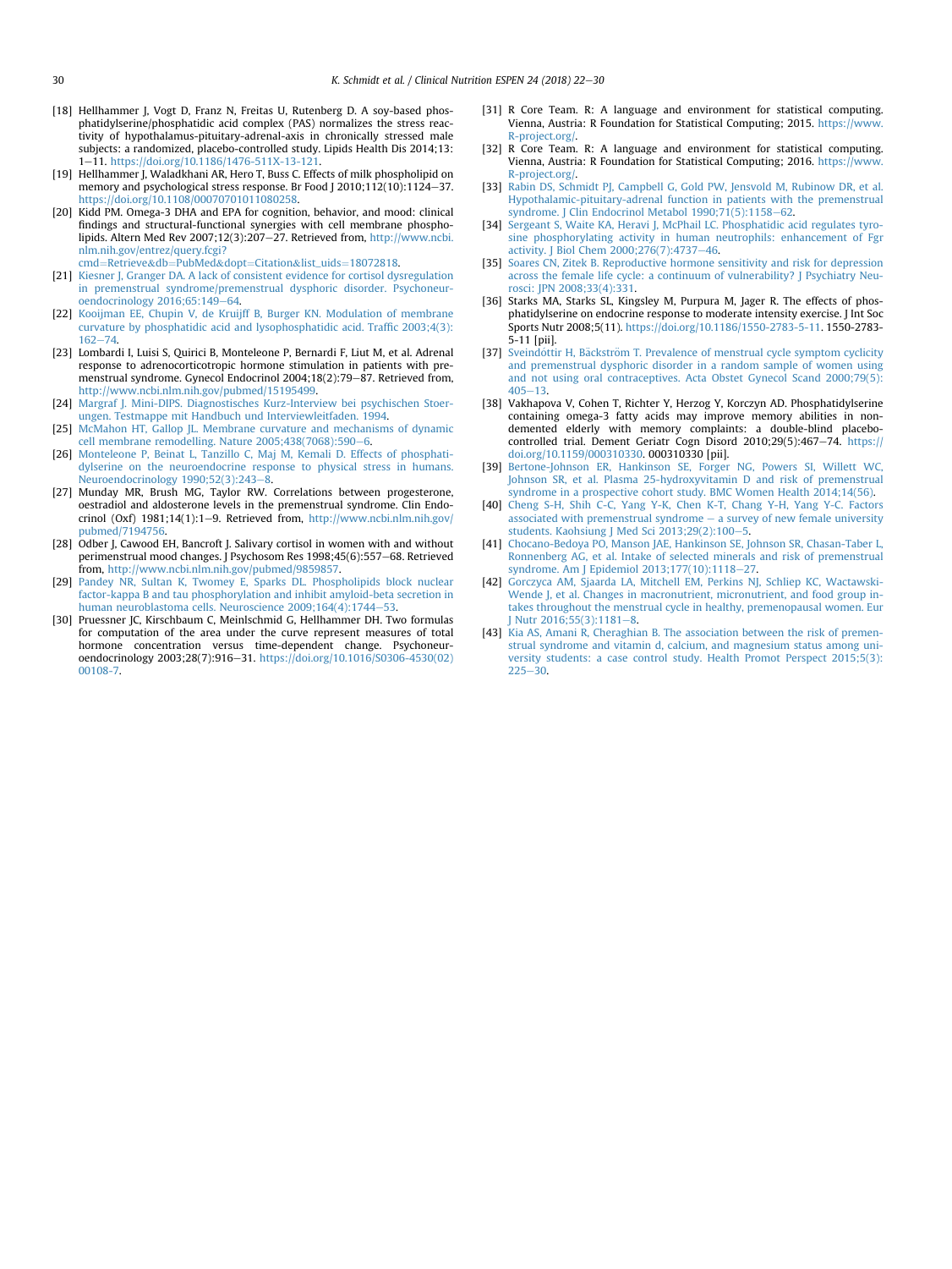[18] Hellhammer J, Vogt D, Franz N, Freitas U, Rutenberg D. A soy-based phosphatidylserine/phosphatidic acid complex (PAS) normalizes the stress reactivity of hypothalamus-pituitary-adrenal-axis in chronically stressed male subjects: a randomized, placebo-controlled study. Lipids Health Dis 2014;13:1–11. https://doi.org/10.1186/1476-511X-13-121.

[19] Hellhammer J, Waladkhani AR, Hero T, Buss C. Effects of milk phospholipid on memory and psychological stress response. Br Food J 2010;112(10):1124–37. https://doi.org/10.1108/00070701011080258.

[20] Kidd PM. Omega-3 DHA and EPA for cognition, behavior, and mood: clinical findings and structural-functional synergies with cell membrane phospholipids. Altern Med Rev 2007;12(3):207–27. Retrieved from, http://www.ncbi.nlm.nih.gov/entrez/query.fcgi?cmd=Retrieve&db=PubMed&dopt=Citation&list_uids=18072818.

[21] Kiesner J, Granger DA. A lack of consistent evidence for cortisol dysregulation in premenstrual syndrome/premenstrual dysphoric disorder. Psychoneuroendocrinology 2016;65:149–64.

[22] Kooijman EE, Chupin V, de Kruijff B, Burger KN. Modulation of membrane curvature by phosphatidic acid and lysophosphatidic acid. Traffic 2003;4(3):162–74.

[23] Lombardi I, Luisi S, Quirici B, Monteleone P, Bernardi F, Liut M, et al. Adrenal response to adrenocorticotropic hormone stimulation in patients with premenstrual syndrome. Gynecol Endocrinol 2004;18(2):79–87. Retrieved from, http://www.ncbi.nlm.nih.gov/pubmed/15195499.

[24] Margraf J. Mini-DIPS. Diagnostisches Kurz-Interview bei psychischen Stoerungen. Testmappe mit Handbuch und Interviewleitfaden. 1994.

[25] McMahon HT, Gallop JL. Membrane curvature and mechanisms of dynamic cell membrane remodelling. Nature 2005;438(7068):590–6.

[26] Monteleone P, Beinat L, Tanzillo C, Maj M, Kemali D. Effects of phosphatidylserine on the neuroendocrine response to physical stress in humans. Neuroendocrinology 1990;52(3):243–8.

[27] Munday MR, Brush MG, Taylor RW. Correlations between progesterone, oestradiol and aldosterone levels in the premenstrual syndrome. Clin Endocrinol (Oxf) 1981;14(1):1–9. Retrieved from, http://www.ncbi.nlm.nih.gov/pubmed/7194756.

[28] Odber J, Cawood EH, Bancroft J. Salivary cortisol in women with and without perimenstrual mood changes. J Psychosom Res 1998;45(6):557–68. Retrieved from, http://www.ncbi.nlm.nih.gov/pubmed/9859857.

[29] Pandey NR, Sultan K, Twomey E, Sparks DL. Phospholipids block nuclear factor-kappa B and tau phosphorylation and inhibit amyloid-beta secretion in human neuroblastoma cells. Neuroscience 2009;164(4):1744–53.

[30] Pruessner JC, Kirschbaum C, Meinlschmid G, Hellhammer DH. Two formulas for computation of the area under the curve represent measures of total hormone concentration versus time-dependent change. Psychoneuroendocrinology 2003;28(7):916–31. https://doi.org/10.1016/S0306-4530(02)00108-7.

[31] R Core Team. R: A language and environment for statistical computing. Vienna, Austria: R Foundation for Statistical Computing; 2015. https://www.R-project.org/.

[32] R Core Team. R: A language and environment for statistical computing. Vienna, Austria: R Foundation for Statistical Computing; 2016. https://www.R-project.org/.

[33] Rabin DS, Schmidt PJ, Campbell G, Gold PW, Jensvold M, Rubinow DR, et al. Hypothalamic-pituitary-adrenal function in patients with the premenstrual syndrome. J Clin Endocrinol Metabol 1990;71(5):1158–62.

[34] Sergeant S, Waite KA, Heravi J, McPhail LC. Phosphatidic acid regulates tyrosine phosphorylating activity in human neutrophils: enhancement of Fgr activity. J Biol Chem 2000;276(7):4737–46.

[35] Soares CN, Zitek B. Reproductive hormone sensitivity and risk for depression across the female life cycle: a continuum of vulnerability? J Psychiatry Neurosci: JPN 2008;33(4):331.

[36] Starks MA, Starks SL, Kingsley M, Purpura M, Jager R. The effects of phosphatidylserine on endocrine response to moderate intensity exercise. J Int Soc Sports Nutr 2008;5(11). https://doi.org/10.1186/1550-2783-5-11. 1550-2783-5-11 [pii].

[37] Sveindóttir H, Bäckström T. Prevalence of menstrual cycle symptom cyclicity and premenstrual dysphoric disorder in a random sample of women using and not using oral contraceptives. Acta Obstet Gynecol Scand 2000;79(5):405–13.

[38] Vakhapova V, Cohen T, Richter Y, Herzog Y, Korczyn AD. Phosphatidylserine containing omega-3 fatty acids may improve memory abilities in non-demented elderly with memory complaints: a double-blind placebo-controlled trial. Dement Geriatr Cogn Disord 2010;29(5):467–74. https://doi.org/10.1159/000310330. 000310330 [pii].

[39] Bertone-Johnson ER, Hankinson SE, Forger NG, Powers SI, Willett WC, Johnson SR, et al. Plasma 25-hydroxyvitamin D and risk of premenstrual syndrome in a prospective cohort study. BMC Women Health 2014;14(56).

[40] Cheng S-H, Shih C-C, Yang Y-K, Chen K-T, Chang Y-H, Yang Y-C. Factors associated with premenstrual syndrome – a survey of new female university students. Kaohsiung J Med Sci 2013;29(2):100–5.

[41] Chocano-Bedoya PO, Manson JAE, Hankinson SE, Johnson SR, Chasan-Taber L, Ronnenberg AG, et al. Intake of selected minerals and risk of premenstrual syndrome. Am J Epidemiol 2013;177(10):1118–27.

[42] Gorczyca AM, Sjaarda LA, Mitchell EM, Perkins NJ, Schliep KC, Wactawski-Wende J, et al. Changes in macronutrient, micronutrient, and food group intakes throughout the menstrual cycle in healthy, premenopausal women. Eur J Nutr 2016;55(3):1181–8.

[43] Kia AS, Amani R, Cheraghian B. The association between the risk of premenstrual syndrome and vitamin d, calcium, and magnesium status among university students: a case control study. Health Promot Perspect 2015;5(3):225–30.